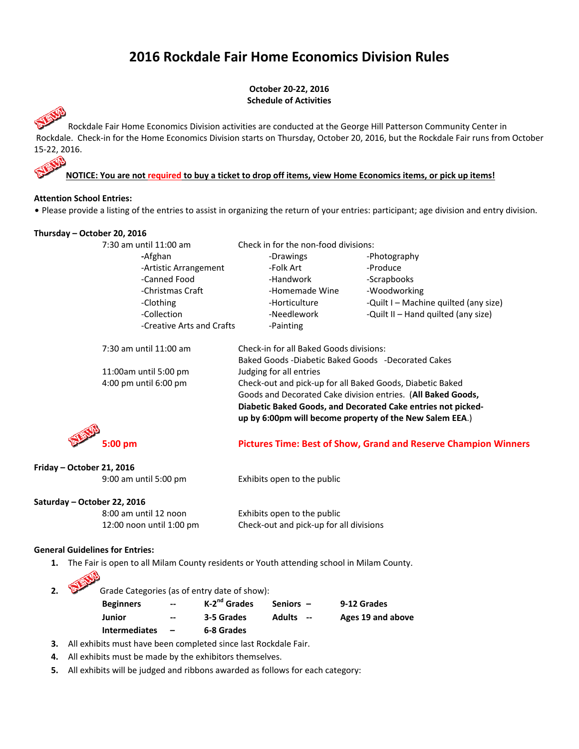# 2016 Rockdale Fair Home Economics Division Rules

**October 20-22, 2016**
**Schedule of Activities**

Rockdale Fair Home Economics Division activities are conducted at the George Hill Patterson Community Center in Rockdale. Check-in for the Home Economics Division starts on Thursday, October 20, 2016, but the Rockdale Fair runs from October 15-22, 2016.

**NOTICE: You are not required to buy a ticket to drop off items, view Home Economics items, or pick up items!**

**Attention School Entries:**

- Please provide a listing of the entries to assist in organizing the return of your entries: participant; age division and entry division.

**Thursday – October 20, 2016**

7:30 am until 11:00 am — Check in for the non-food divisions:

| | | |
|---|---|---|
| -Afghan | -Drawings | -Photography |
| -Artistic Arrangement | -Folk Art | -Produce |
| -Canned Food | -Handwork | -Scrapbooks |
| -Christmas Craft | -Homemade Wine | -Woodworking |
| -Clothing | -Horticulture | -Quilt I – Machine quilted (any size) |
| -Collection | -Needlework | -Quilt II – Hand quilted (any size) |
| -Creative Arts and Crafts | -Painting | |

7:30 am until 11:00 am — Check-in for all Baked Goods divisions: Baked Goods -Diabetic Baked Goods -Decorated Cakes

11:00am until 5:00 pm — Judging for all entries

4:00 pm until 6:00 pm — Check-out and pick-up for all Baked Goods, Diabetic Baked Goods and Decorated Cake division entries. (**All Baked Goods, Diabetic Baked Goods, and Decorated Cake entries not picked-up by 6:00pm will become property of the New Salem EEA**.)

**5:00 pm — Pictures Time: Best of Show, Grand and Reserve Champion Winners**

**Friday – October 21, 2016**

9:00 am until 5:00 pm — Exhibits open to the public

**Saturday – October 22, 2016**

8:00 am until 12 noon — Exhibits open to the public

12:00 noon until 1:00 pm — Check-out and pick-up for all divisions

**General Guidelines for Entries:**

1. The Fair is open to all Milam County residents or Youth attending school in Milam County.
2. Grade Categories (as of entry date of show):

   | | | | | |
   |---|---|---|---|---|
   | **Beginners** | -- | **K-2nd Grades** | **Seniors –** | **9-12 Grades** |
   | **Junior** | -- | **3-5 Grades** | **Adults --** | **Ages 19 and above** |
   | **Intermediates** | – | **6-8 Grades** | | |

3. All exhibits must have been completed since last Rockdale Fair.
4. All exhibits must be made by the exhibitors themselves.
5. All exhibits will be judged and ribbons awarded as follows for each category: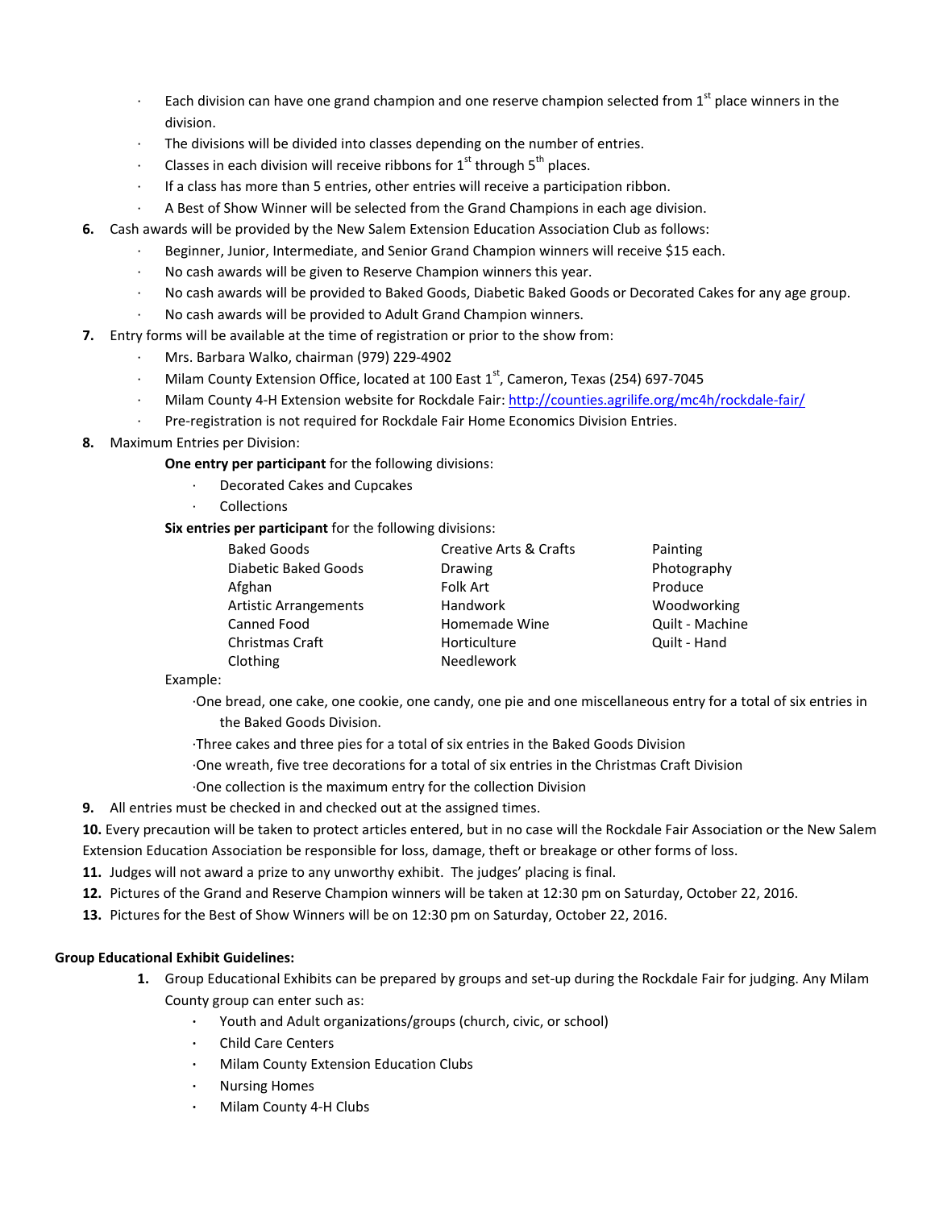- Each division can have one grand champion and one reserve champion selected from 1st place winners in the division.
- The divisions will be divided into classes depending on the number of entries.
- Classes in each division will receive ribbons for 1st through 5th places.
- If a class has more than 5 entries, other entries will receive a participation ribbon.
- A Best of Show Winner will be selected from the Grand Champions in each age division.

6. Cash awards will be provided by the New Salem Extension Education Association Club as follows:
   - Beginner, Junior, Intermediate, and Senior Grand Champion winners will receive $15 each.
   - No cash awards will be given to Reserve Champion winners this year.
   - No cash awards will be provided to Baked Goods, Diabetic Baked Goods or Decorated Cakes for any age group.
   - No cash awards will be provided to Adult Grand Champion winners.
7. Entry forms will be available at the time of registration or prior to the show from:
   - Mrs. Barbara Walko, chairman (979) 229-4902
   - Milam County Extension Office, located at 100 East 1st, Cameron, Texas (254) 697-7045
   - Milam County 4-H Extension website for Rockdale Fair: http://counties.agrilife.org/mc4h/rockdale-fair/
   - Pre-registration is not required for Rockdale Fair Home Economics Division Entries.
8. Maximum Entries per Division:

   **One entry per participant** for the following divisions:
   - Decorated Cakes and Cupcakes
   - Collections

   **Six entries per participant** for the following divisions:

   | | | |
   |---|---|---|
   | Baked Goods | Creative Arts & Crafts | Painting |
   | Diabetic Baked Goods | Drawing | Photography |
   | Afghan | Folk Art | Produce |
   | Artistic Arrangements | Handwork | Woodworking |
   | Canned Food | Homemade Wine | Quilt - Machine |
   | Christmas Craft | Horticulture | Quilt - Hand |
   | Clothing | Needlework | |

   Example:
   - One bread, one cake, one cookie, one candy, one pie and one miscellaneous entry for a total of six entries in the Baked Goods Division.
   - Three cakes and three pies for a total of six entries in the Baked Goods Division
   - One wreath, five tree decorations for a total of six entries in the Christmas Craft Division
   - One collection is the maximum entry for the collection Division
9. All entries must be checked in and checked out at the assigned times.
10. Every precaution will be taken to protect articles entered, but in no case will the Rockdale Fair Association or the New Salem Extension Education Association be responsible for loss, damage, theft or breakage or other forms of loss.
11. Judges will not award a prize to any unworthy exhibit. The judges' placing is final.
12. Pictures of the Grand and Reserve Champion winners will be taken at 12:30 pm on Saturday, October 22, 2016.
13. Pictures for the Best of Show Winners will be on 12:30 pm on Saturday, October 22, 2016.

**Group Educational Exhibit Guidelines:**

1. Group Educational Exhibits can be prepared by groups and set-up during the Rockdale Fair for judging. Any Milam County group can enter such as:
   - Youth and Adult organizations/groups (church, civic, or school)
   - Child Care Centers
   - Milam County Extension Education Clubs
   - Nursing Homes
   - Milam County 4-H Clubs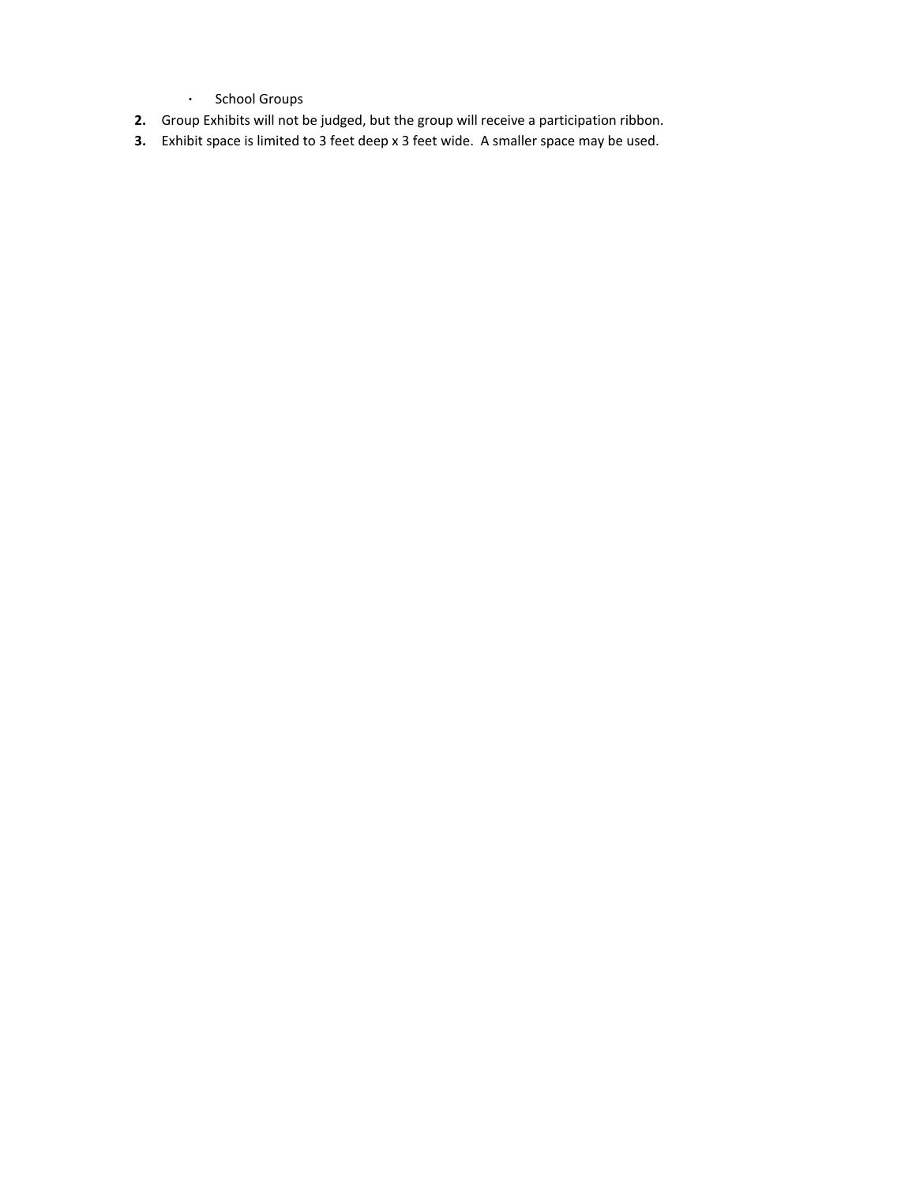- School Groups

2. Group Exhibits will not be judged, but the group will receive a participation ribbon.
3. Exhibit space is limited to 3 feet deep x 3 feet wide. A smaller space may be used.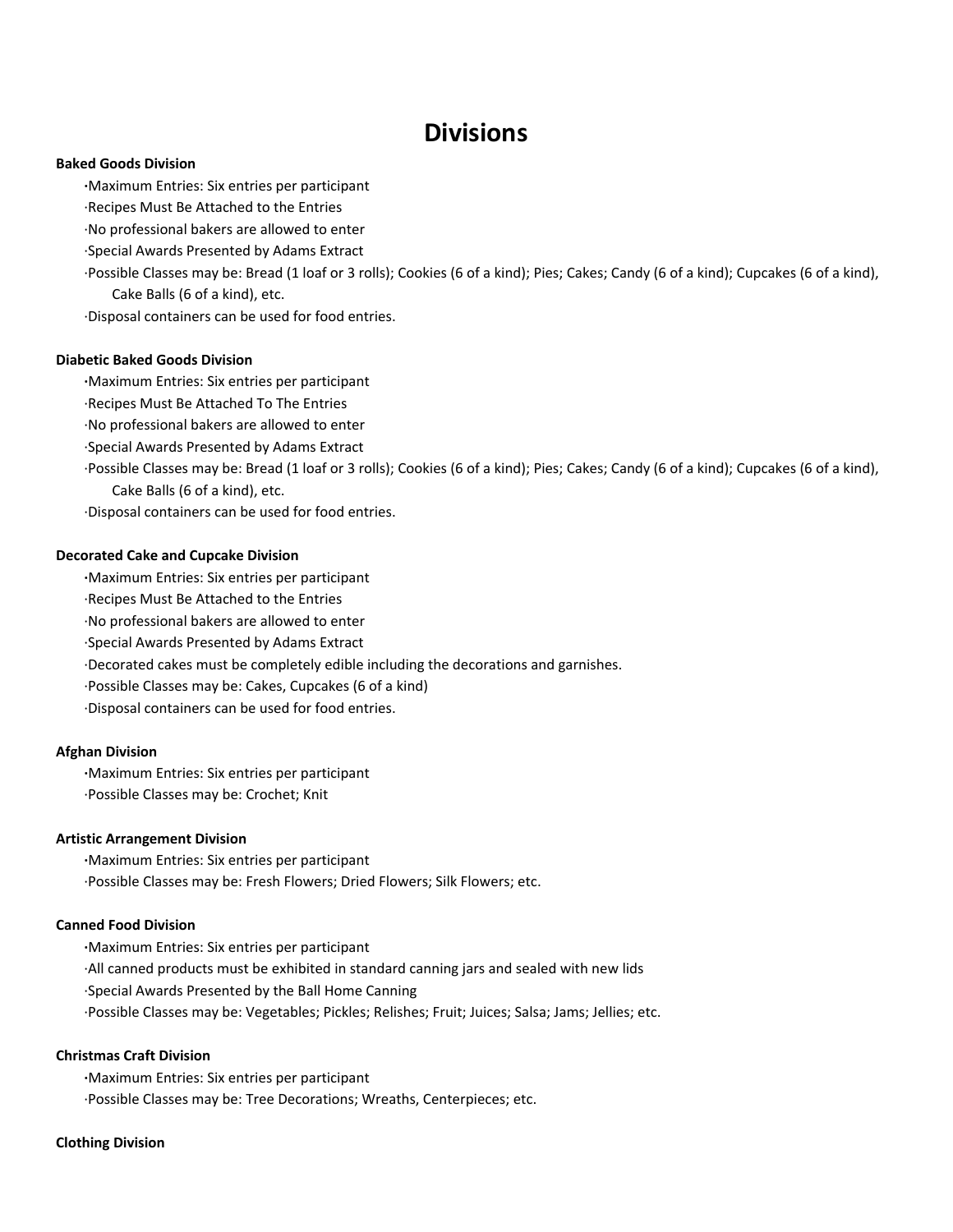# Divisions

**Baked Goods Division**

- Maximum Entries: Six entries per participant
- Recipes Must Be Attached to the Entries
- No professional bakers are allowed to enter
- Special Awards Presented by Adams Extract
- Possible Classes may be: Bread (1 loaf or 3 rolls); Cookies (6 of a kind); Pies; Cakes; Candy (6 of a kind); Cupcakes (6 of a kind), Cake Balls (6 of a kind), etc.
- Disposal containers can be used for food entries.

**Diabetic Baked Goods Division**

- Maximum Entries: Six entries per participant
- Recipes Must Be Attached To The Entries
- No professional bakers are allowed to enter
- Special Awards Presented by Adams Extract
- Possible Classes may be: Bread (1 loaf or 3 rolls); Cookies (6 of a kind); Pies; Cakes; Candy (6 of a kind); Cupcakes (6 of a kind), Cake Balls (6 of a kind), etc.
- Disposal containers can be used for food entries.

**Decorated Cake and Cupcake Division**

- Maximum Entries: Six entries per participant
- Recipes Must Be Attached to the Entries
- No professional bakers are allowed to enter
- Special Awards Presented by Adams Extract
- Decorated cakes must be completely edible including the decorations and garnishes.
- Possible Classes may be: Cakes, Cupcakes (6 of a kind)
- Disposal containers can be used for food entries.

**Afghan Division**

- Maximum Entries: Six entries per participant
- Possible Classes may be: Crochet; Knit

**Artistic Arrangement Division**

- Maximum Entries: Six entries per participant
- Possible Classes may be: Fresh Flowers; Dried Flowers; Silk Flowers; etc.

**Canned Food Division**

- Maximum Entries: Six entries per participant
- All canned products must be exhibited in standard canning jars and sealed with new lids
- Special Awards Presented by the Ball Home Canning
- Possible Classes may be: Vegetables; Pickles; Relishes; Fruit; Juices; Salsa; Jams; Jellies; etc.

**Christmas Craft Division**

- Maximum Entries: Six entries per participant
- Possible Classes may be: Tree Decorations; Wreaths, Centerpieces; etc.

**Clothing Division**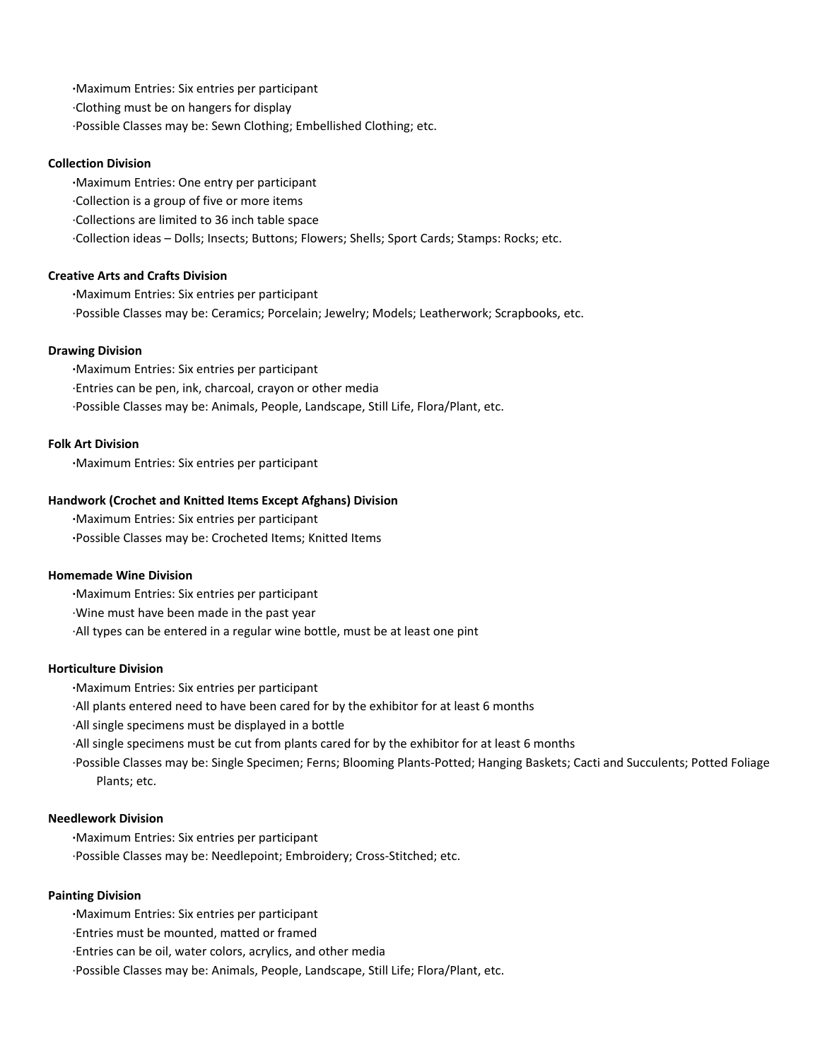- Maximum Entries: Six entries per participant
- Clothing must be on hangers for display
- Possible Classes may be: Sewn Clothing; Embellished Clothing; etc.

**Collection Division**

- Maximum Entries: One entry per participant
- Collection is a group of five or more items
- Collections are limited to 36 inch table space
- Collection ideas – Dolls; Insects; Buttons; Flowers; Shells; Sport Cards; Stamps: Rocks; etc.

**Creative Arts and Crafts Division**

- Maximum Entries: Six entries per participant
- Possible Classes may be: Ceramics; Porcelain; Jewelry; Models; Leatherwork; Scrapbooks, etc.

**Drawing Division**

- Maximum Entries: Six entries per participant
- Entries can be pen, ink, charcoal, crayon or other media
- Possible Classes may be: Animals, People, Landscape, Still Life, Flora/Plant, etc.

**Folk Art Division**

- Maximum Entries: Six entries per participant

**Handwork (Crochet and Knitted Items Except Afghans) Division**

- Maximum Entries: Six entries per participant
- Possible Classes may be: Crocheted Items; Knitted Items

**Homemade Wine Division**

- Maximum Entries: Six entries per participant
- Wine must have been made in the past year
- All types can be entered in a regular wine bottle, must be at least one pint

**Horticulture Division**

- Maximum Entries: Six entries per participant
- All plants entered need to have been cared for by the exhibitor for at least 6 months
- All single specimens must be displayed in a bottle
- All single specimens must be cut from plants cared for by the exhibitor for at least 6 months
- Possible Classes may be: Single Specimen; Ferns; Blooming Plants-Potted; Hanging Baskets; Cacti and Succulents; Potted Foliage Plants; etc.

**Needlework Division**

- Maximum Entries: Six entries per participant
- Possible Classes may be: Needlepoint; Embroidery; Cross-Stitched; etc.

**Painting Division**

- Maximum Entries: Six entries per participant
- Entries must be mounted, matted or framed
- Entries can be oil, water colors, acrylics, and other media
- Possible Classes may be: Animals, People, Landscape, Still Life; Flora/Plant, etc.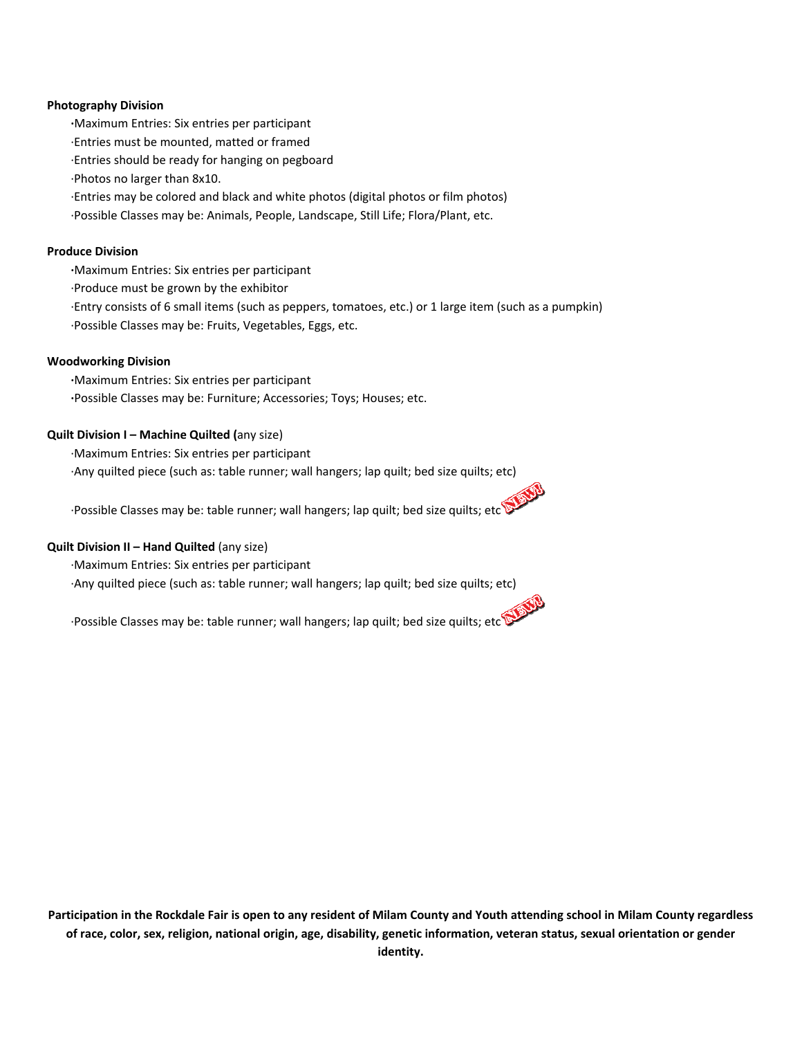**Photography Division**

- ·Maximum Entries: Six entries per participant
- ·Entries must be mounted, matted or framed
- ·Entries should be ready for hanging on pegboard
- ·Photos no larger than 8x10.
- ·Entries may be colored and black and white photos (digital photos or film photos)
- ·Possible Classes may be: Animals, People, Landscape, Still Life; Flora/Plant, etc.

**Produce Division**

- ·Maximum Entries: Six entries per participant
- ·Produce must be grown by the exhibitor
- ·Entry consists of 6 small items (such as peppers, tomatoes, etc.) or 1 large item (such as a pumpkin)
- ·Possible Classes may be: Fruits, Vegetables, Eggs, etc.

**Woodworking Division**

- ·Maximum Entries: Six entries per participant
- ·Possible Classes may be: Furniture; Accessories; Toys; Houses; etc.

**Quilt Division I – Machine Quilted (**any size)

- ·Maximum Entries: Six entries per participant
- ·Any quilted piece (such as: table runner; wall hangers; lap quilt; bed size quilts; etc)
- ·Possible Classes may be: table runner; wall hangers; lap quilt; bed size quilts; etc NEW!

**Quilt Division II – Hand Quilted** (any size)

- ·Maximum Entries: Six entries per participant
- ·Any quilted piece (such as: table runner; wall hangers; lap quilt; bed size quilts; etc)
- ·Possible Classes may be: table runner; wall hangers; lap quilt; bed size quilts; etc NEW!

**Participation in the Rockdale Fair is open to any resident of Milam County and Youth attending school in Milam County regardless of race, color, sex, religion, national origin, age, disability, genetic information, veteran status, sexual orientation or gender identity.**